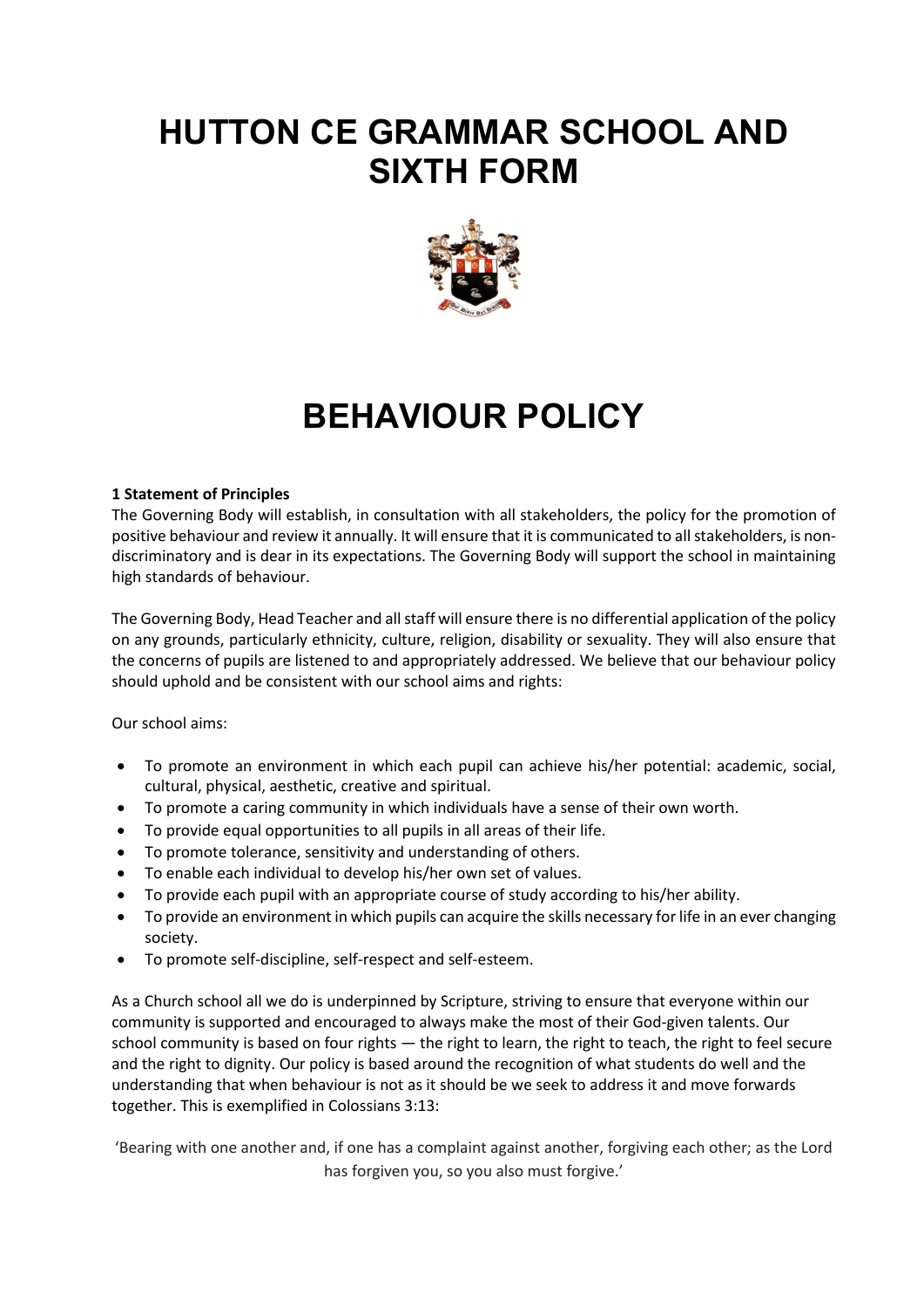# HUTTON CE GRAMMAR SCHOOL AND SIXTH FORM

# BEHAVIOUR POLICY

**1 Statement of Principles**

The Governing Body will establish, in consultation with all stakeholders, the policy for the promotion of positive behaviour and review it annually. It will ensure that it is communicated to all stakeholders, is non-discriminatory and is dear in its expectations. The Governing Body will support the school in maintaining high standards of behaviour.

The Governing Body, Head Teacher and all staff will ensure there is no differential application of the policy on any grounds, particularly ethnicity, culture, religion, disability or sexuality. They will also ensure that the concerns of pupils are listened to and appropriately addressed. We believe that our behaviour policy should uphold and be consistent with our school aims and rights:

Our school aims:

- To promote an environment in which each pupil can achieve his/her potential: academic, social, cultural, physical, aesthetic, creative and spiritual.
- To promote a caring community in which individuals have a sense of their own worth.
- To provide equal opportunities to all pupils in all areas of their life.
- To promote tolerance, sensitivity and understanding of others.
- To enable each individual to develop his/her own set of values.
- To provide each pupil with an appropriate course of study according to his/her ability.
- To provide an environment in which pupils can acquire the skills necessary for life in an ever changing society.
- To promote self-discipline, self-respect and self-esteem.

As a Church school all we do is underpinned by Scripture, striving to ensure that everyone within our community is supported and encouraged to always make the most of their God-given talents. Our school community is based on four rights — the right to learn, the right to teach, the right to feel secure and the right to dignity. Our policy is based around the recognition of what students do well and the understanding that when behaviour is not as it should be we seek to address it and move forwards together. This is exemplified in Colossians 3:13:

'Bearing with one another and, if one has a complaint against another, forgiving each other; as the Lord has forgiven you, so you also must forgive.'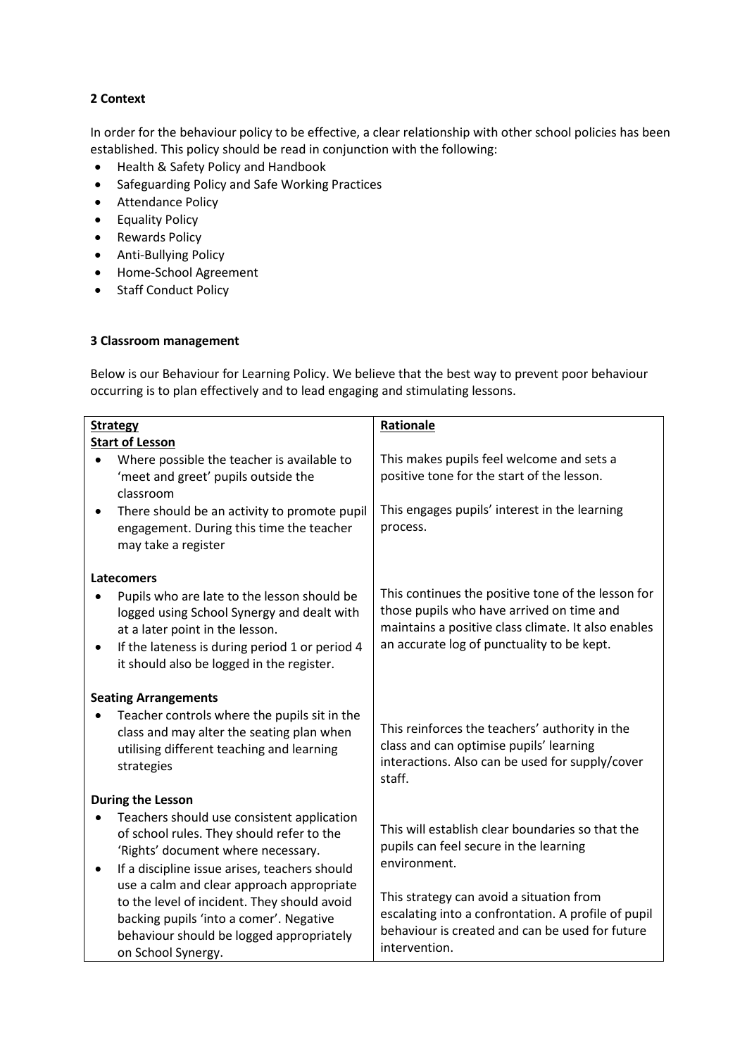## 2 Context

In order for the behaviour policy to be effective, a clear relationship with other school policies has been established. This policy should be read in conjunction with the following:

- Health & Safety Policy and Handbook
- Safeguarding Policy and Safe Working Practices
- Attendance Policy
- Equality Policy
- Rewards Policy
- Anti-Bullying Policy
- Home-School Agreement
- Staff Conduct Policy

## 3 Classroom management

Below is our Behaviour for Learning Policy. We believe that the best way to prevent poor behaviour occurring is to plan effectively and to lead engaging and stimulating lessons.

| **Strategy** | **Rationale** |
|---|---|
| **Start of Lesson** | |
| • Where possible the teacher is available to 'meet and greet' pupils outside the classroom | This makes pupils feel welcome and sets a positive tone for the start of the lesson. |
| • There should be an activity to promote pupil engagement. During this time the teacher may take a register | This engages pupils' interest in the learning process. |
| **Latecomers** | |
| • Pupils who are late to the lesson should be logged using School Synergy and dealt with at a later point in the lesson.<br>• If the lateness is during period 1 or period 4 it should also be logged in the register. | This continues the positive tone of the lesson for those pupils who have arrived on time and maintains a positive class climate. It also enables an accurate log of punctuality to be kept. |
| **Seating Arrangements** | |
| • Teacher controls where the pupils sit in the class and may alter the seating plan when utilising different teaching and learning strategies | This reinforces the teachers' authority in the class and can optimise pupils' learning interactions. Also can be used for supply/cover staff. |
| **During the Lesson** | |
| • Teachers should use consistent application of school rules. They should refer to the 'Rights' document where necessary. | This will establish clear boundaries so that the pupils can feel secure in the learning environment. |
| • If a discipline issue arises, teachers should use a calm and clear approach appropriate to the level of incident. They should avoid backing pupils 'into a comer'. Negative behaviour should be logged appropriately on School Synergy. | This strategy can avoid a situation from escalating into a confrontation. A profile of pupil behaviour is created and can be used for future intervention. |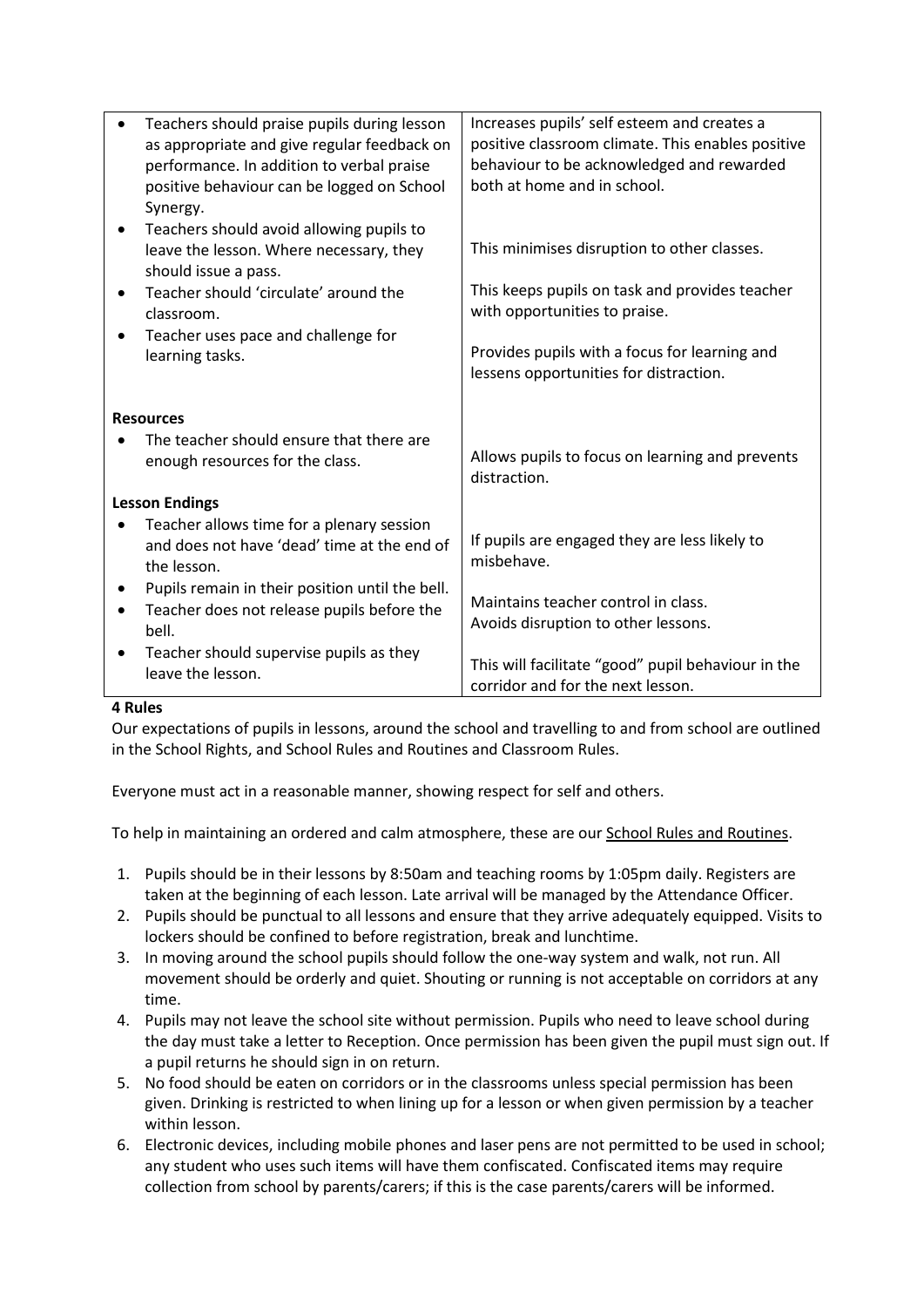| | |
|---|---|
| • Teachers should praise pupils during lesson as appropriate and give regular feedback on performance. In addition to verbal praise positive behaviour can be logged on School Synergy. | Increases pupils' self esteem and creates a positive classroom climate. This enables positive behaviour to be acknowledged and rewarded both at home and in school. |
| • Teachers should avoid allowing pupils to leave the lesson. Where necessary, they should issue a pass. | This minimises disruption to other classes. |
| • Teacher should 'circulate' around the classroom. | This keeps pupils on task and provides teacher with opportunities to praise. |
| • Teacher uses pace and challenge for learning tasks. | Provides pupils with a focus for learning and lessens opportunities for distraction. |
| **Resources** | |
| • The teacher should ensure that there are enough resources for the class. | Allows pupils to focus on learning and prevents distraction. |
| **Lesson Endings** | |
| • Teacher allows time for a plenary session and does not have 'dead' time at the end of the lesson. | If pupils are engaged they are less likely to misbehave. |
| • Pupils remain in their position until the bell. | Maintains teacher control in class. |
| • Teacher does not release pupils before the bell. | Avoids disruption to other lessons. |
| • Teacher should supervise pupils as they leave the lesson. | This will facilitate "good" pupil behaviour in the corridor and for the next lesson. |

**4 Rules**

Our expectations of pupils in lessons, around the school and travelling to and from school are outlined in the School Rights, and School Rules and Routines and Classroom Rules.

Everyone must act in a reasonable manner, showing respect for self and others.

To help in maintaining an ordered and calm atmosphere, these are our School Rules and Routines.

1. Pupils should be in their lessons by 8:50am and teaching rooms by 1:05pm daily. Registers are taken at the beginning of each lesson. Late arrival will be managed by the Attendance Officer.
2. Pupils should be punctual to all lessons and ensure that they arrive adequately equipped. Visits to lockers should be confined to before registration, break and lunchtime.
3. In moving around the school pupils should follow the one-way system and walk, not run. All movement should be orderly and quiet. Shouting or running is not acceptable on corridors at any time.
4. Pupils may not leave the school site without permission. Pupils who need to leave school during the day must take a letter to Reception. Once permission has been given the pupil must sign out. If a pupil returns he should sign in on return.
5. No food should be eaten on corridors or in the classrooms unless special permission has been given. Drinking is restricted to when lining up for a lesson or when given permission by a teacher within lesson.
6. Electronic devices, including mobile phones and laser pens are not permitted to be used in school; any student who uses such items will have them confiscated. Confiscated items may require collection from school by parents/carers; if this is the case parents/carers will be informed.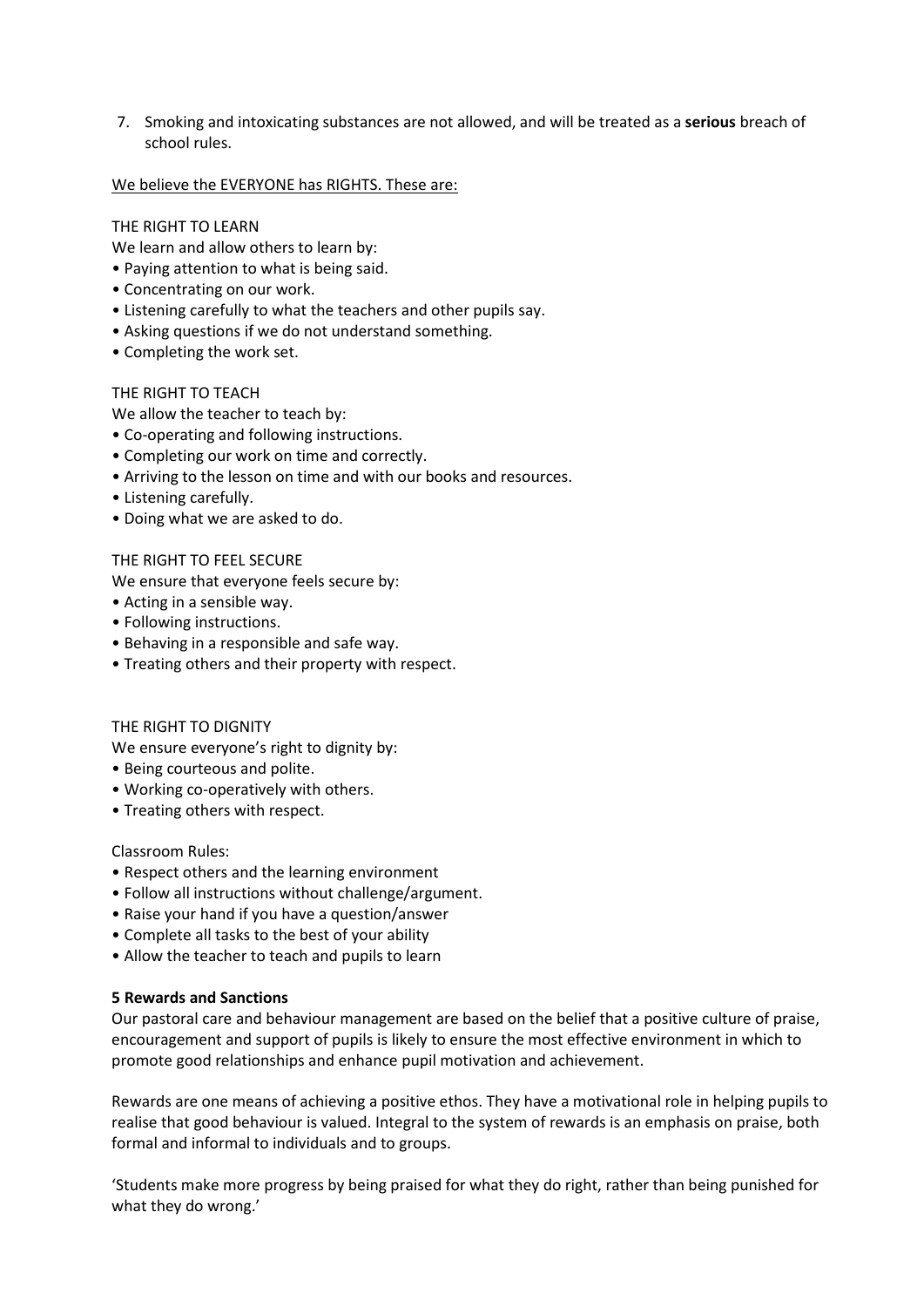7. Smoking and intoxicating substances are not allowed, and will be treated as a **serious** breach of school rules.

We believe the EVERYONE has RIGHTS. These are:

THE RIGHT TO LEARN

We learn and allow others to learn by:

- Paying attention to what is being said.
- Concentrating on our work.
- Listening carefully to what the teachers and other pupils say.
- Asking questions if we do not understand something.
- Completing the work set.

THE RIGHT TO TEACH

We allow the teacher to teach by:

- Co-operating and following instructions.
- Completing our work on time and correctly.
- Arriving to the lesson on time and with our books and resources.
- Listening carefully.
- Doing what we are asked to do.

THE RIGHT TO FEEL SECURE

We ensure that everyone feels secure by:

- Acting in a sensible way.
- Following instructions.
- Behaving in a responsible and safe way.
- Treating others and their property with respect.

THE RIGHT TO DIGNITY

We ensure everyone's right to dignity by:

- Being courteous and polite.
- Working co-operatively with others.
- Treating others with respect.

Classroom Rules:

- Respect others and the learning environment
- Follow all instructions without challenge/argument.
- Raise your hand if you have a question/answer
- Complete all tasks to the best of your ability
- Allow the teacher to teach and pupils to learn

## 5 Rewards and Sanctions

Our pastoral care and behaviour management are based on the belief that a positive culture of praise, encouragement and support of pupils is likely to ensure the most effective environment in which to promote good relationships and enhance pupil motivation and achievement.

Rewards are one means of achieving a positive ethos. They have a motivational role in helping pupils to realise that good behaviour is valued. Integral to the system of rewards is an emphasis on praise, both formal and informal to individuals and to groups.

'Students make more progress by being praised for what they do right, rather than being punished for what they do wrong.'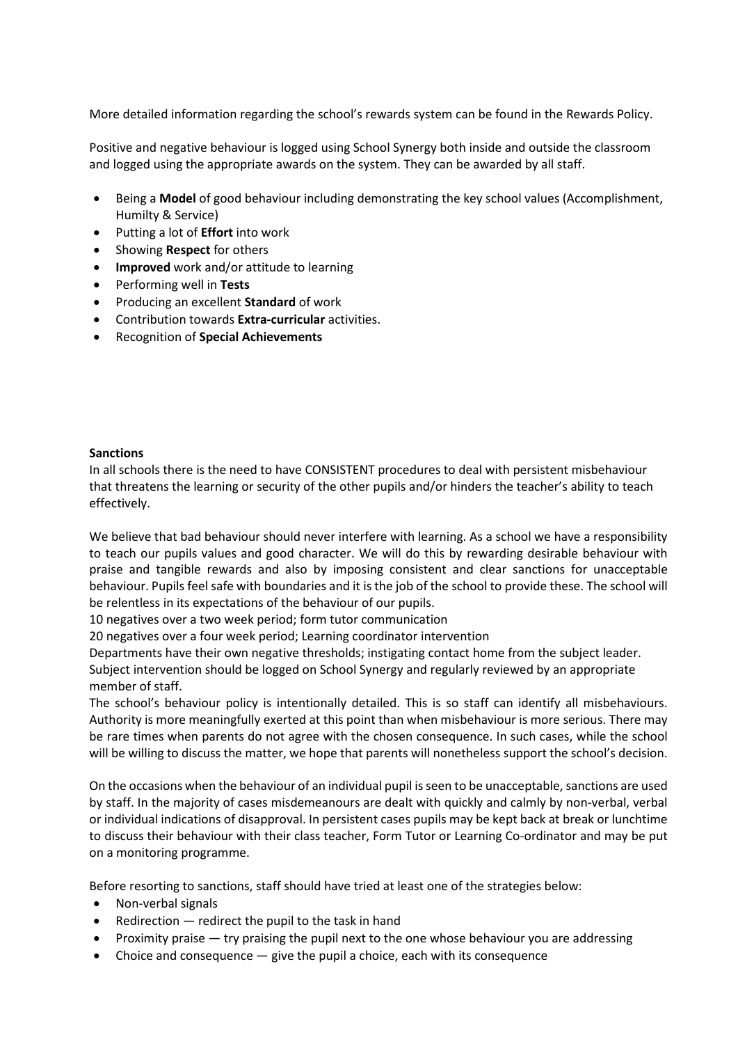More detailed information regarding the school's rewards system can be found in the Rewards Policy.

Positive and negative behaviour is logged using School Synergy both inside and outside the classroom and logged using the appropriate awards on the system. They can be awarded by all staff.

- Being a **Model** of good behaviour including demonstrating the key school values (Accomplishment, Humilty & Service)
- Putting a lot of **Effort** into work
- Showing **Respect** for others
- **Improved** work and/or attitude to learning
- Performing well in **Tests**
- Producing an excellent **Standard** of work
- Contribution towards **Extra-curricular** activities.
- Recognition of **Special Achievements**

**Sanctions**

In all schools there is the need to have CONSISTENT procedures to deal with persistent misbehaviour that threatens the learning or security of the other pupils and/or hinders the teacher's ability to teach effectively.

We believe that bad behaviour should never interfere with learning. As a school we have a responsibility to teach our pupils values and good character. We will do this by rewarding desirable behaviour with praise and tangible rewards and also by imposing consistent and clear sanctions for unacceptable behaviour. Pupils feel safe with boundaries and it is the job of the school to provide these. The school will be relentless in its expectations of the behaviour of our pupils.

10 negatives over a two week period; form tutor communication

20 negatives over a four week period; Learning coordinator intervention

Departments have their own negative thresholds; instigating contact home from the subject leader.

Subject intervention should be logged on School Synergy and regularly reviewed by an appropriate member of staff.

The school's behaviour policy is intentionally detailed. This is so staff can identify all misbehaviours. Authority is more meaningfully exerted at this point than when misbehaviour is more serious. There may be rare times when parents do not agree with the chosen consequence. In such cases, while the school will be willing to discuss the matter, we hope that parents will nonetheless support the school's decision.

On the occasions when the behaviour of an individual pupil is seen to be unacceptable, sanctions are used by staff. In the majority of cases misdemeanours are dealt with quickly and calmly by non-verbal, verbal or individual indications of disapproval. In persistent cases pupils may be kept back at break or lunchtime to discuss their behaviour with their class teacher, Form Tutor or Learning Co-ordinator and may be put on a monitoring programme.

Before resorting to sanctions, staff should have tried at least one of the strategies below:

- Non-verbal signals
- Redirection — redirect the pupil to the task in hand
- Proximity praise — try praising the pupil next to the one whose behaviour you are addressing
- Choice and consequence — give the pupil a choice, each with its consequence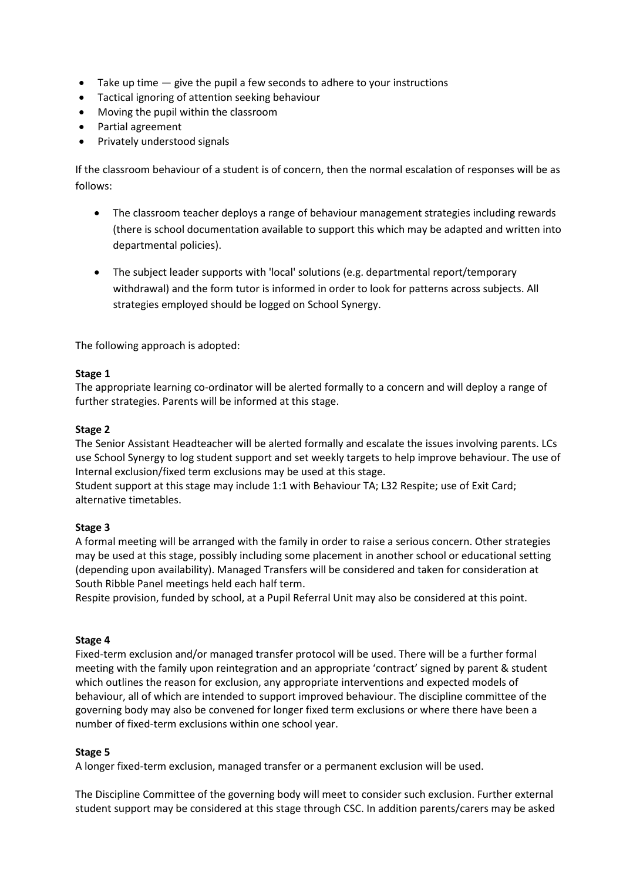- Take up time — give the pupil a few seconds to adhere to your instructions
- Tactical ignoring of attention seeking behaviour
- Moving the pupil within the classroom
- Partial agreement
- Privately understood signals

If the classroom behaviour of a student is of concern, then the normal escalation of responses will be as follows:

- The classroom teacher deploys a range of behaviour management strategies including rewards (there is school documentation available to support this which may be adapted and written into departmental policies).

- The subject leader supports with 'local' solutions (e.g. departmental report/temporary withdrawal) and the form tutor is informed in order to look for patterns across subjects. All strategies employed should be logged on School Synergy.

The following approach is adopted:

**Stage 1**
The appropriate learning co-ordinator will be alerted formally to a concern and will deploy a range of further strategies. Parents will be informed at this stage.

**Stage 2**
The Senior Assistant Headteacher will be alerted formally and escalate the issues involving parents. LCs use School Synergy to log student support and set weekly targets to help improve behaviour. The use of Internal exclusion/fixed term exclusions may be used at this stage.
Student support at this stage may include 1:1 with Behaviour TA; L32 Respite; use of Exit Card; alternative timetables.

**Stage 3**
A formal meeting will be arranged with the family in order to raise a serious concern. Other strategies may be used at this stage, possibly including some placement in another school or educational setting (depending upon availability). Managed Transfers will be considered and taken for consideration at South Ribble Panel meetings held each half term.
Respite provision, funded by school, at a Pupil Referral Unit may also be considered at this point.

**Stage 4**
Fixed-term exclusion and/or managed transfer protocol will be used. There will be a further formal meeting with the family upon reintegration and an appropriate 'contract' signed by parent & student which outlines the reason for exclusion, any appropriate interventions and expected models of behaviour, all of which are intended to support improved behaviour. The discipline committee of the governing body may also be convened for longer fixed term exclusions or where there have been a number of fixed-term exclusions within one school year.

**Stage 5**
A longer fixed-term exclusion, managed transfer or a permanent exclusion will be used.

The Discipline Committee of the governing body will meet to consider such exclusion. Further external student support may be considered at this stage through CSC. In addition parents/carers may be asked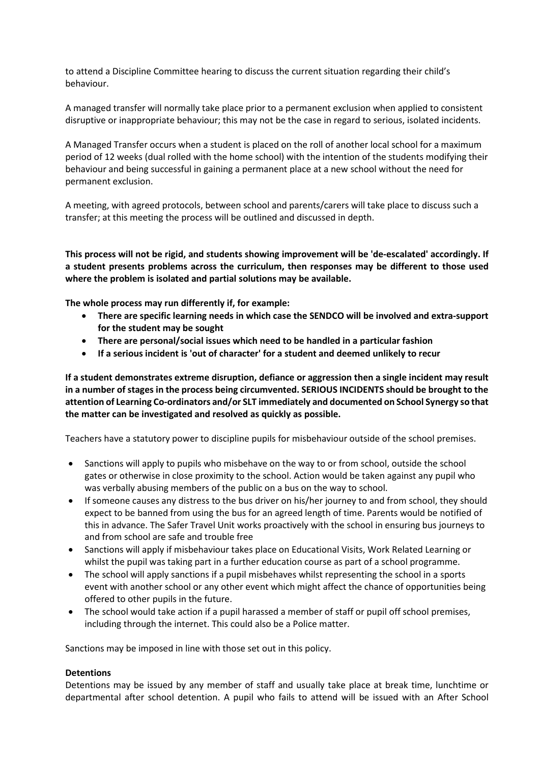to attend a Discipline Committee hearing to discuss the current situation regarding their child's behaviour.

A managed transfer will normally take place prior to a permanent exclusion when applied to consistent disruptive or inappropriate behaviour; this may not be the case in regard to serious, isolated incidents.

A Managed Transfer occurs when a student is placed on the roll of another local school for a maximum period of 12 weeks (dual rolled with the home school) with the intention of the students modifying their behaviour and being successful in gaining a permanent place at a new school without the need for permanent exclusion.

A meeting, with agreed protocols, between school and parents/carers will take place to discuss such a transfer; at this meeting the process will be outlined and discussed in depth.

**This process will not be rigid, and students showing improvement will be 'de-escalated' accordingly. If a student presents problems across the curriculum, then responses may be different to those used where the problem is isolated and partial solutions may be available.**

**The whole process may run differently if, for example:**

- **There are specific learning needs in which case the SENDCO will be involved and extra-support for the student may be sought**
- **There are personal/social issues which need to be handled in a particular fashion**
- **If a serious incident is 'out of character' for a student and deemed unlikely to recur**

**If a student demonstrates extreme disruption, defiance or aggression then a single incident may result in a number of stages in the process being circumvented. SERIOUS INCIDENTS should be brought to the attention of Learning Co-ordinators and/or SLT immediately and documented on School Synergy so that the matter can be investigated and resolved as quickly as possible.**

Teachers have a statutory power to discipline pupils for misbehaviour outside of the school premises.

- Sanctions will apply to pupils who misbehave on the way to or from school, outside the school gates or otherwise in close proximity to the school. Action would be taken against any pupil who was verbally abusing members of the public on a bus on the way to school.
- If someone causes any distress to the bus driver on his/her journey to and from school, they should expect to be banned from using the bus for an agreed length of time. Parents would be notified of this in advance. The Safer Travel Unit works proactively with the school in ensuring bus journeys to and from school are safe and trouble free
- Sanctions will apply if misbehaviour takes place on Educational Visits, Work Related Learning or whilst the pupil was taking part in a further education course as part of a school programme.
- The school will apply sanctions if a pupil misbehaves whilst representing the school in a sports event with another school or any other event which might affect the chance of opportunities being offered to other pupils in the future.
- The school would take action if a pupil harassed a member of staff or pupil off school premises, including through the internet. This could also be a Police matter.

Sanctions may be imposed in line with those set out in this policy.

**Detentions**

Detentions may be issued by any member of staff and usually take place at break time, lunchtime or departmental after school detention. A pupil who fails to attend will be issued with an After School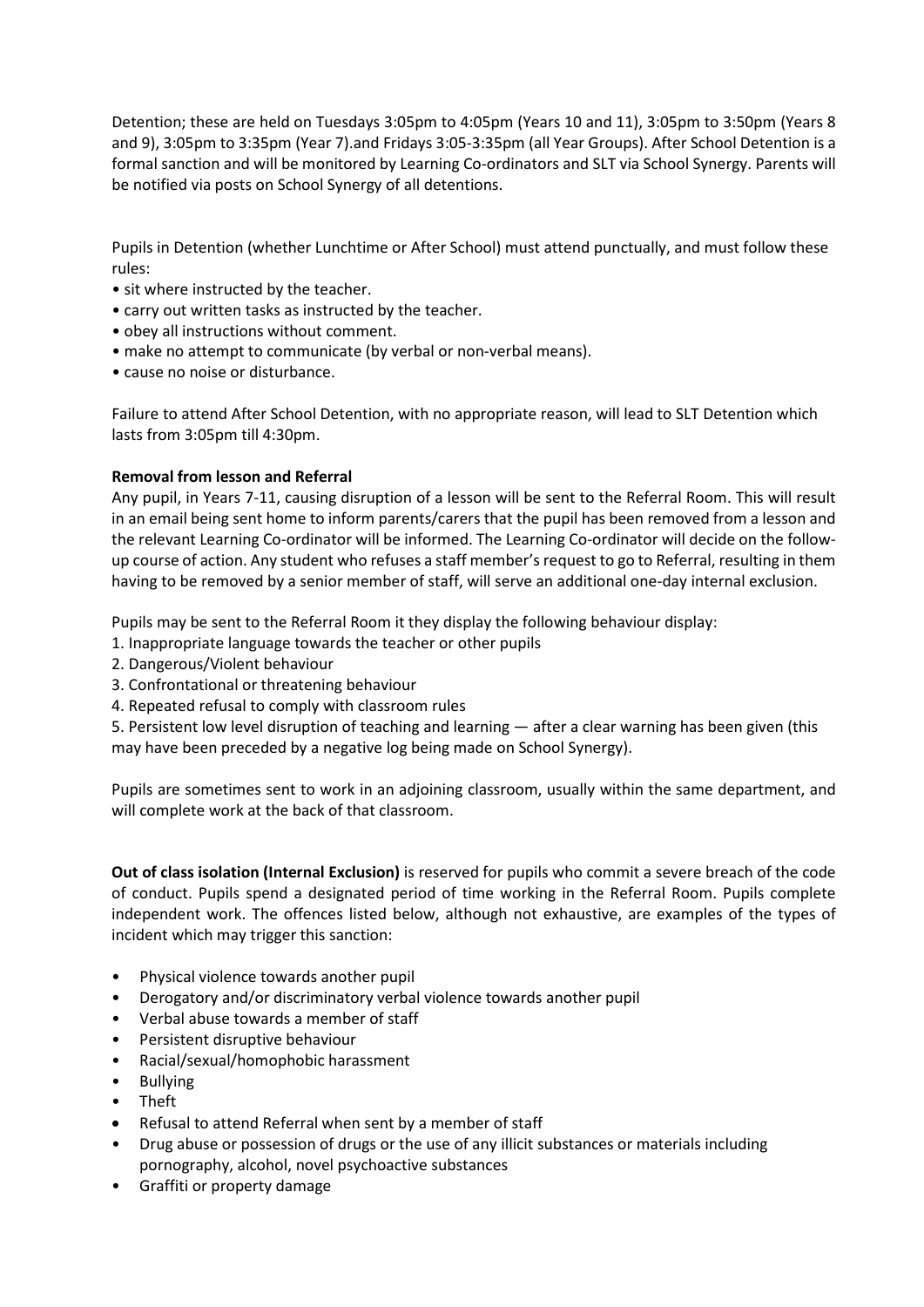Detention; these are held on Tuesdays 3:05pm to 4:05pm (Years 10 and 11), 3:05pm to 3:50pm (Years 8 and 9), 3:05pm to 3:35pm (Year 7).and Fridays 3:05-3:35pm (all Year Groups). After School Detention is a formal sanction and will be monitored by Learning Co-ordinators and SLT via School Synergy. Parents will be notified via posts on School Synergy of all detentions.

Pupils in Detention (whether Lunchtime or After School) must attend punctually, and must follow these rules:

- sit where instructed by the teacher.
- carry out written tasks as instructed by the teacher.
- obey all instructions without comment.
- make no attempt to communicate (by verbal or non-verbal means).
- cause no noise or disturbance.

Failure to attend After School Detention, with no appropriate reason, will lead to SLT Detention which lasts from 3:05pm till 4:30pm.

**Removal from lesson and Referral**

Any pupil, in Years 7-11, causing disruption of a lesson will be sent to the Referral Room. This will result in an email being sent home to inform parents/carers that the pupil has been removed from a lesson and the relevant Learning Co-ordinator will be informed. The Learning Co-ordinator will decide on the follow-up course of action. Any student who refuses a staff member's request to go to Referral, resulting in them having to be removed by a senior member of staff, will serve an additional one-day internal exclusion.

Pupils may be sent to the Referral Room it they display the following behaviour display:

1. Inappropriate language towards the teacher or other pupils
2. Dangerous/Violent behaviour
3. Confrontational or threatening behaviour
4. Repeated refusal to comply with classroom rules
5. Persistent low level disruption of teaching and learning — after a clear warning has been given (this may have been preceded by a negative log being made on School Synergy).

Pupils are sometimes sent to work in an adjoining classroom, usually within the same department, and will complete work at the back of that classroom.

**Out of class isolation (Internal Exclusion)** is reserved for pupils who commit a severe breach of the code of conduct. Pupils spend a designated period of time working in the Referral Room. Pupils complete independent work. The offences listed below, although not exhaustive, are examples of the types of incident which may trigger this sanction:

- Physical violence towards another pupil
- Derogatory and/or discriminatory verbal violence towards another pupil
- Verbal abuse towards a member of staff
- Persistent disruptive behaviour
- Racial/sexual/homophobic harassment
- Bullying
- Theft
- Refusal to attend Referral when sent by a member of staff
- Drug abuse or possession of drugs or the use of any illicit substances or materials including pornography, alcohol, novel psychoactive substances
- Graffiti or property damage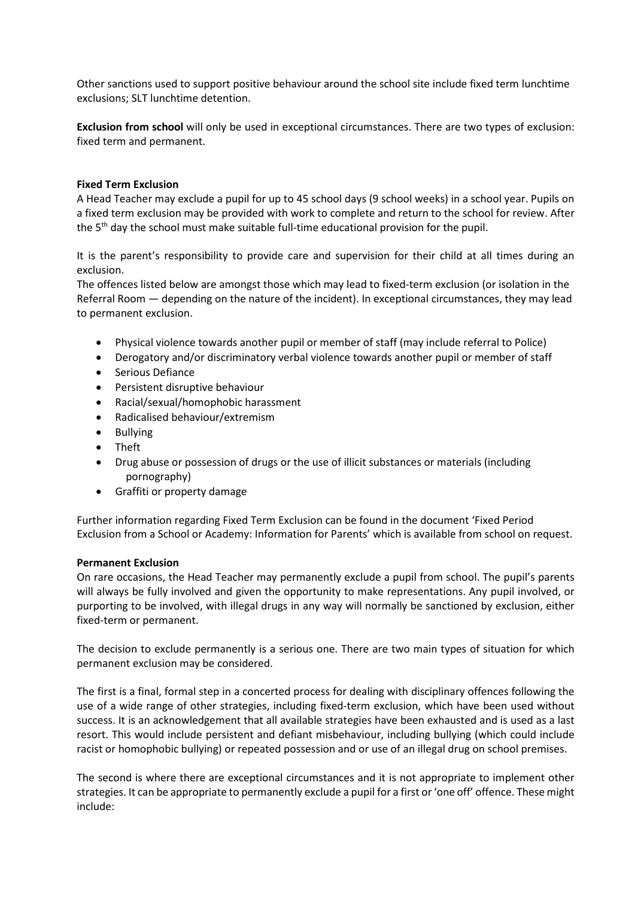Other sanctions used to support positive behaviour around the school site include fixed term lunchtime exclusions; SLT lunchtime detention.

**Exclusion from school** will only be used in exceptional circumstances. There are two types of exclusion: fixed term and permanent.

**Fixed Term Exclusion**

A Head Teacher may exclude a pupil for up to 45 school days (9 school weeks) in a school year. Pupils on a fixed term exclusion may be provided with work to complete and return to the school for review. After the 5th day the school must make suitable full-time educational provision for the pupil.

It is the parent's responsibility to provide care and supervision for their child at all times during an exclusion.

The offences listed below are amongst those which may lead to fixed-term exclusion (or isolation in the Referral Room — depending on the nature of the incident). In exceptional circumstances, they may lead to permanent exclusion.

- Physical violence towards another pupil or member of staff (may include referral to Police)
- Derogatory and/or discriminatory verbal violence towards another pupil or member of staff
- Serious Defiance
- Persistent disruptive behaviour
- Racial/sexual/homophobic harassment
- Radicalised behaviour/extremism
- Bullying
- Theft
- Drug abuse or possession of drugs or the use of illicit substances or materials (including pornography)
- Graffiti or property damage

Further information regarding Fixed Term Exclusion can be found in the document 'Fixed Period Exclusion from a School or Academy: Information for Parents' which is available from school on request.

**Permanent Exclusion**

On rare occasions, the Head Teacher may permanently exclude a pupil from school. The pupil's parents will always be fully involved and given the opportunity to make representations. Any pupil involved, or purporting to be involved, with illegal drugs in any way will normally be sanctioned by exclusion, either fixed-term or permanent.

The decision to exclude permanently is a serious one. There are two main types of situation for which permanent exclusion may be considered.

The first is a final, formal step in a concerted process for dealing with disciplinary offences following the use of a wide range of other strategies, including fixed-term exclusion, which have been used without success. It is an acknowledgement that all available strategies have been exhausted and is used as a last resort. This would include persistent and defiant misbehaviour, including bullying (which could include racist or homophobic bullying) or repeated possession and or use of an illegal drug on school premises.

The second is where there are exceptional circumstances and it is not appropriate to implement other strategies. It can be appropriate to permanently exclude a pupil for a first or 'one off' offence. These might include: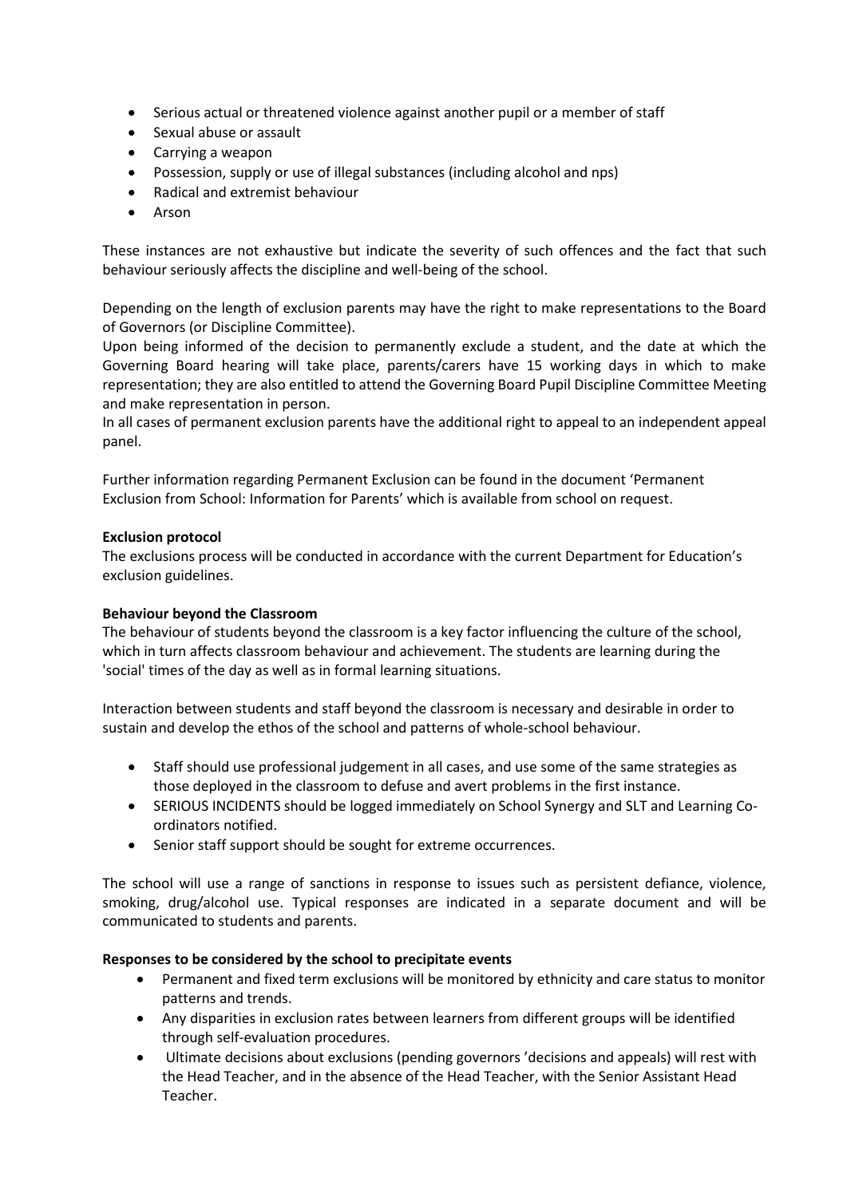- Serious actual or threatened violence against another pupil or a member of staff
- Sexual abuse or assault
- Carrying a weapon
- Possession, supply or use of illegal substances (including alcohol and nps)
- Radical and extremist behaviour
- Arson

These instances are not exhaustive but indicate the severity of such offences and the fact that such behaviour seriously affects the discipline and well-being of the school.

Depending on the length of exclusion parents may have the right to make representations to the Board of Governors (or Discipline Committee).

Upon being informed of the decision to permanently exclude a student, and the date at which the Governing Board hearing will take place, parents/carers have 15 working days in which to make representation; they are also entitled to attend the Governing Board Pupil Discipline Committee Meeting and make representation in person.

In all cases of permanent exclusion parents have the additional right to appeal to an independent appeal panel.

Further information regarding Permanent Exclusion can be found in the document 'Permanent Exclusion from School: Information for Parents' which is available from school on request.

**Exclusion protocol**

The exclusions process will be conducted in accordance with the current Department for Education's exclusion guidelines.

**Behaviour beyond the Classroom**

The behaviour of students beyond the classroom is a key factor influencing the culture of the school, which in turn affects classroom behaviour and achievement. The students are learning during the 'social' times of the day as well as in formal learning situations.

Interaction between students and staff beyond the classroom is necessary and desirable in order to sustain and develop the ethos of the school and patterns of whole-school behaviour.

- Staff should use professional judgement in all cases, and use some of the same strategies as those deployed in the classroom to defuse and avert problems in the first instance.
- SERIOUS INCIDENTS should be logged immediately on School Synergy and SLT and Learning Co-ordinators notified.
- Senior staff support should be sought for extreme occurrences.

The school will use a range of sanctions in response to issues such as persistent defiance, violence, smoking, drug/alcohol use. Typical responses are indicated in a separate document and will be communicated to students and parents.

**Responses to be considered by the school to precipitate events**

- Permanent and fixed term exclusions will be monitored by ethnicity and care status to monitor patterns and trends.
- Any disparities in exclusion rates between learners from different groups will be identified through self-evaluation procedures.
- Ultimate decisions about exclusions (pending governors 'decisions and appeals) will rest with the Head Teacher, and in the absence of the Head Teacher, with the Senior Assistant Head Teacher.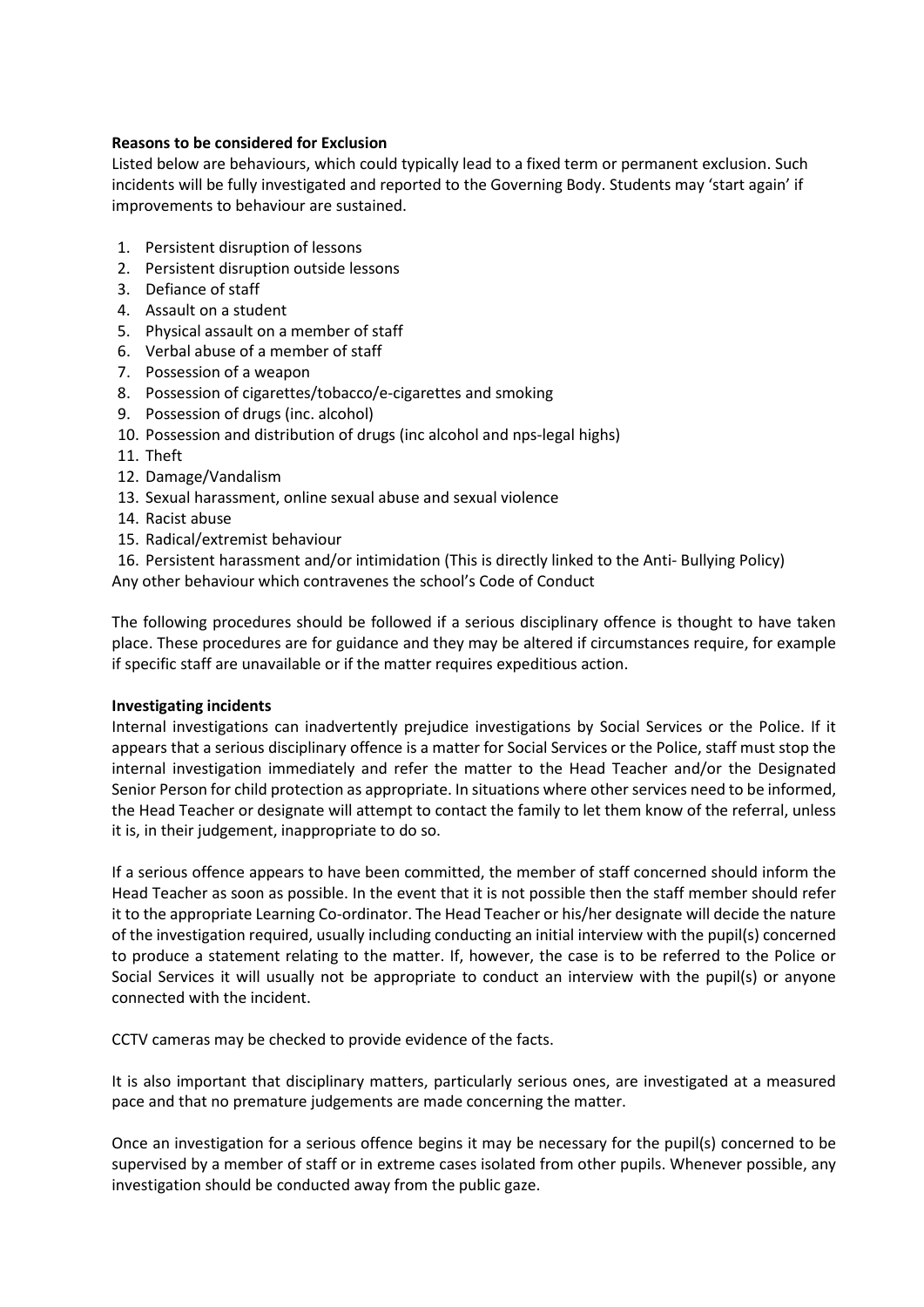**Reasons to be considered for Exclusion**

Listed below are behaviours, which could typically lead to a fixed term or permanent exclusion. Such incidents will be fully investigated and reported to the Governing Body. Students may 'start again' if improvements to behaviour are sustained.

1. Persistent disruption of lessons
2. Persistent disruption outside lessons
3. Defiance of staff
4. Assault on a student
5. Physical assault on a member of staff
6. Verbal abuse of a member of staff
7. Possession of a weapon
8. Possession of cigarettes/tobacco/e-cigarettes and smoking
9. Possession of drugs (inc. alcohol)
10. Possession and distribution of drugs (inc alcohol and nps-legal highs)
11. Theft
12. Damage/Vandalism
13. Sexual harassment, online sexual abuse and sexual violence
14. Racist abuse
15. Radical/extremist behaviour
16. Persistent harassment and/or intimidation (This is directly linked to the Anti- Bullying Policy)

Any other behaviour which contravenes the school's Code of Conduct

The following procedures should be followed if a serious disciplinary offence is thought to have taken place. These procedures are for guidance and they may be altered if circumstances require, for example if specific staff are unavailable or if the matter requires expeditious action.

**Investigating incidents**

Internal investigations can inadvertently prejudice investigations by Social Services or the Police. If it appears that a serious disciplinary offence is a matter for Social Services or the Police, staff must stop the internal investigation immediately and refer the matter to the Head Teacher and/or the Designated Senior Person for child protection as appropriate. In situations where other services need to be informed, the Head Teacher or designate will attempt to contact the family to let them know of the referral, unless it is, in their judgement, inappropriate to do so.

If a serious offence appears to have been committed, the member of staff concerned should inform the Head Teacher as soon as possible. In the event that it is not possible then the staff member should refer it to the appropriate Learning Co-ordinator. The Head Teacher or his/her designate will decide the nature of the investigation required, usually including conducting an initial interview with the pupil(s) concerned to produce a statement relating to the matter. If, however, the case is to be referred to the Police or Social Services it will usually not be appropriate to conduct an interview with the pupil(s) or anyone connected with the incident.

CCTV cameras may be checked to provide evidence of the facts.

It is also important that disciplinary matters, particularly serious ones, are investigated at a measured pace and that no premature judgements are made concerning the matter.

Once an investigation for a serious offence begins it may be necessary for the pupil(s) concerned to be supervised by a member of staff or in extreme cases isolated from other pupils. Whenever possible, any investigation should be conducted away from the public gaze.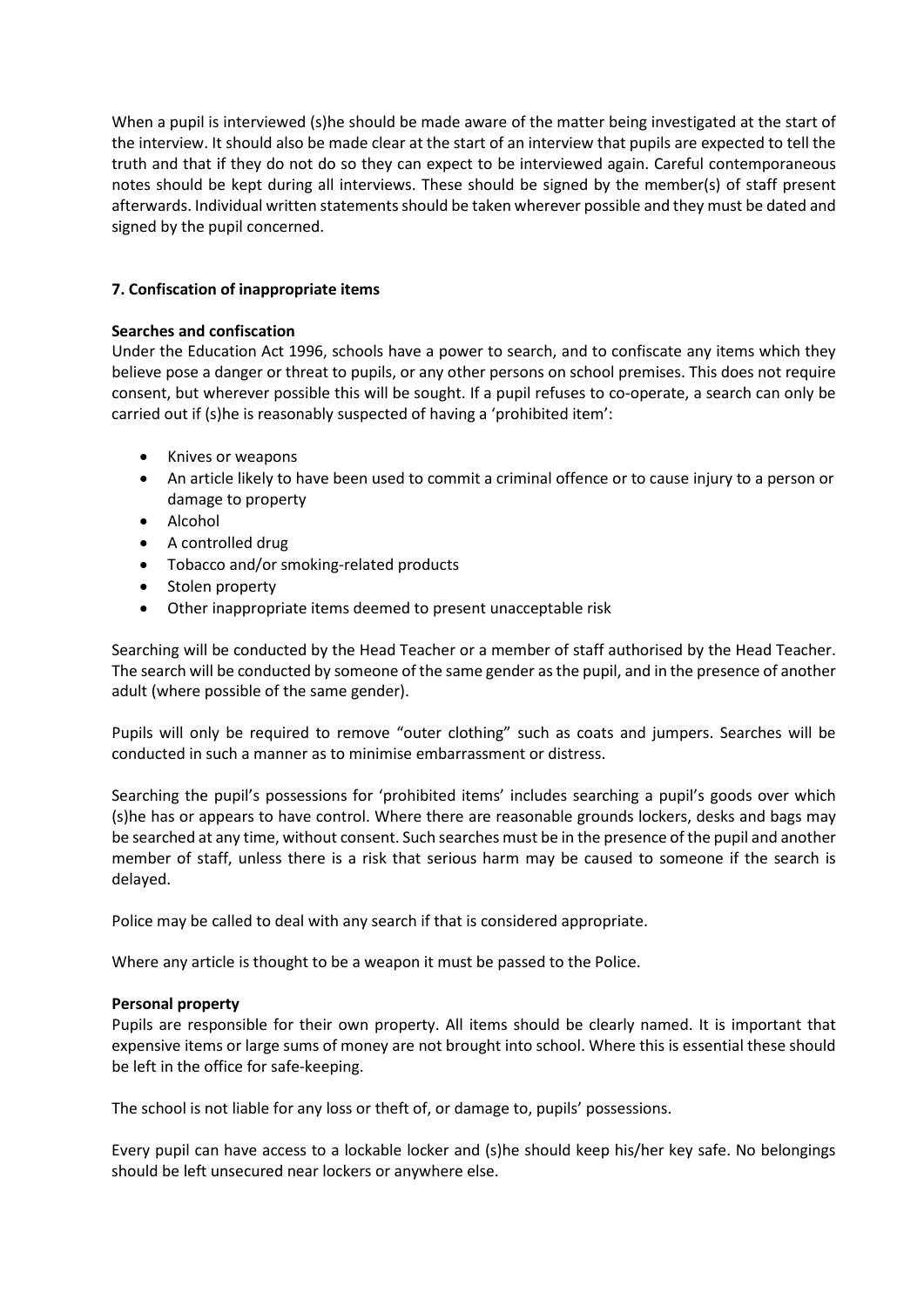When a pupil is interviewed (s)he should be made aware of the matter being investigated at the start of the interview. It should also be made clear at the start of an interview that pupils are expected to tell the truth and that if they do not do so they can expect to be interviewed again. Careful contemporaneous notes should be kept during all interviews. These should be signed by the member(s) of staff present afterwards. Individual written statements should be taken wherever possible and they must be dated and signed by the pupil concerned.

## 7. Confiscation of inappropriate items

**Searches and confiscation**

Under the Education Act 1996, schools have a power to search, and to confiscate any items which they believe pose a danger or threat to pupils, or any other persons on school premises. This does not require consent, but wherever possible this will be sought. If a pupil refuses to co-operate, a search can only be carried out if (s)he is reasonably suspected of having a 'prohibited item':

- Knives or weapons
- An article likely to have been used to commit a criminal offence or to cause injury to a person or damage to property
- Alcohol
- A controlled drug
- Tobacco and/or smoking-related products
- Stolen property
- Other inappropriate items deemed to present unacceptable risk

Searching will be conducted by the Head Teacher or a member of staff authorised by the Head Teacher. The search will be conducted by someone of the same gender as the pupil, and in the presence of another adult (where possible of the same gender).

Pupils will only be required to remove "outer clothing" such as coats and jumpers. Searches will be conducted in such a manner as to minimise embarrassment or distress.

Searching the pupil's possessions for 'prohibited items' includes searching a pupil's goods over which (s)he has or appears to have control. Where there are reasonable grounds lockers, desks and bags may be searched at any time, without consent. Such searches must be in the presence of the pupil and another member of staff, unless there is a risk that serious harm may be caused to someone if the search is delayed.

Police may be called to deal with any search if that is considered appropriate.

Where any article is thought to be a weapon it must be passed to the Police.

**Personal property**

Pupils are responsible for their own property. All items should be clearly named. It is important that expensive items or large sums of money are not brought into school. Where this is essential these should be left in the office for safe-keeping.

The school is not liable for any loss or theft of, or damage to, pupils' possessions.

Every pupil can have access to a lockable locker and (s)he should keep his/her key safe. No belongings should be left unsecured near lockers or anywhere else.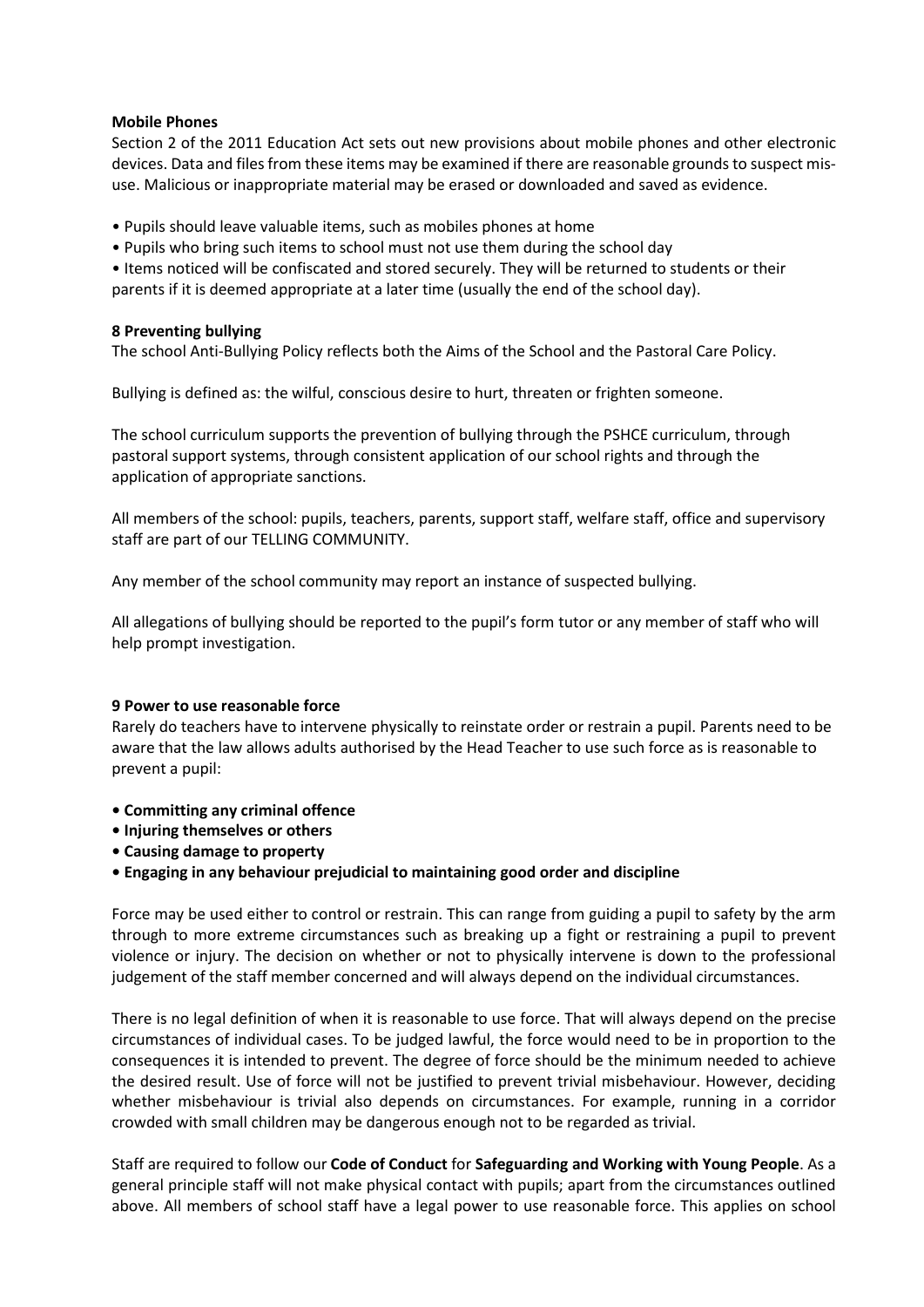**Mobile Phones**

Section 2 of the 2011 Education Act sets out new provisions about mobile phones and other electronic devices. Data and files from these items may be examined if there are reasonable grounds to suspect mis-use. Malicious or inappropriate material may be erased or downloaded and saved as evidence.

- Pupils should leave valuable items, such as mobiles phones at home
- Pupils who bring such items to school must not use them during the school day
- Items noticed will be confiscated and stored securely. They will be returned to students or their parents if it is deemed appropriate at a later time (usually the end of the school day).

**8 Preventing bullying**

The school Anti-Bullying Policy reflects both the Aims of the School and the Pastoral Care Policy.

Bullying is defined as: the wilful, conscious desire to hurt, threaten or frighten someone.

The school curriculum supports the prevention of bullying through the PSHCE curriculum, through pastoral support systems, through consistent application of our school rights and through the application of appropriate sanctions.

All members of the school: pupils, teachers, parents, support staff, welfare staff, office and supervisory staff are part of our TELLING COMMUNITY.

Any member of the school community may report an instance of suspected bullying.

All allegations of bullying should be reported to the pupil's form tutor or any member of staff who will help prompt investigation.

**9 Power to use reasonable force**

Rarely do teachers have to intervene physically to reinstate order or restrain a pupil. Parents need to be aware that the law allows adults authorised by the Head Teacher to use such force as is reasonable to prevent a pupil:

- **Committing any criminal offence**
- **Injuring themselves or others**
- **Causing damage to property**
- **Engaging in any behaviour prejudicial to maintaining good order and discipline**

Force may be used either to control or restrain. This can range from guiding a pupil to safety by the arm through to more extreme circumstances such as breaking up a fight or restraining a pupil to prevent violence or injury. The decision on whether or not to physically intervene is down to the professional judgement of the staff member concerned and will always depend on the individual circumstances.

There is no legal definition of when it is reasonable to use force. That will always depend on the precise circumstances of individual cases. To be judged lawful, the force would need to be in proportion to the consequences it is intended to prevent. The degree of force should be the minimum needed to achieve the desired result. Use of force will not be justified to prevent trivial misbehaviour. However, deciding whether misbehaviour is trivial also depends on circumstances. For example, running in a corridor crowded with small children may be dangerous enough not to be regarded as trivial.

Staff are required to follow our **Code of Conduct** for **Safeguarding and Working with Young People**. As a general principle staff will not make physical contact with pupils; apart from the circumstances outlined above. All members of school staff have a legal power to use reasonable force. This applies on school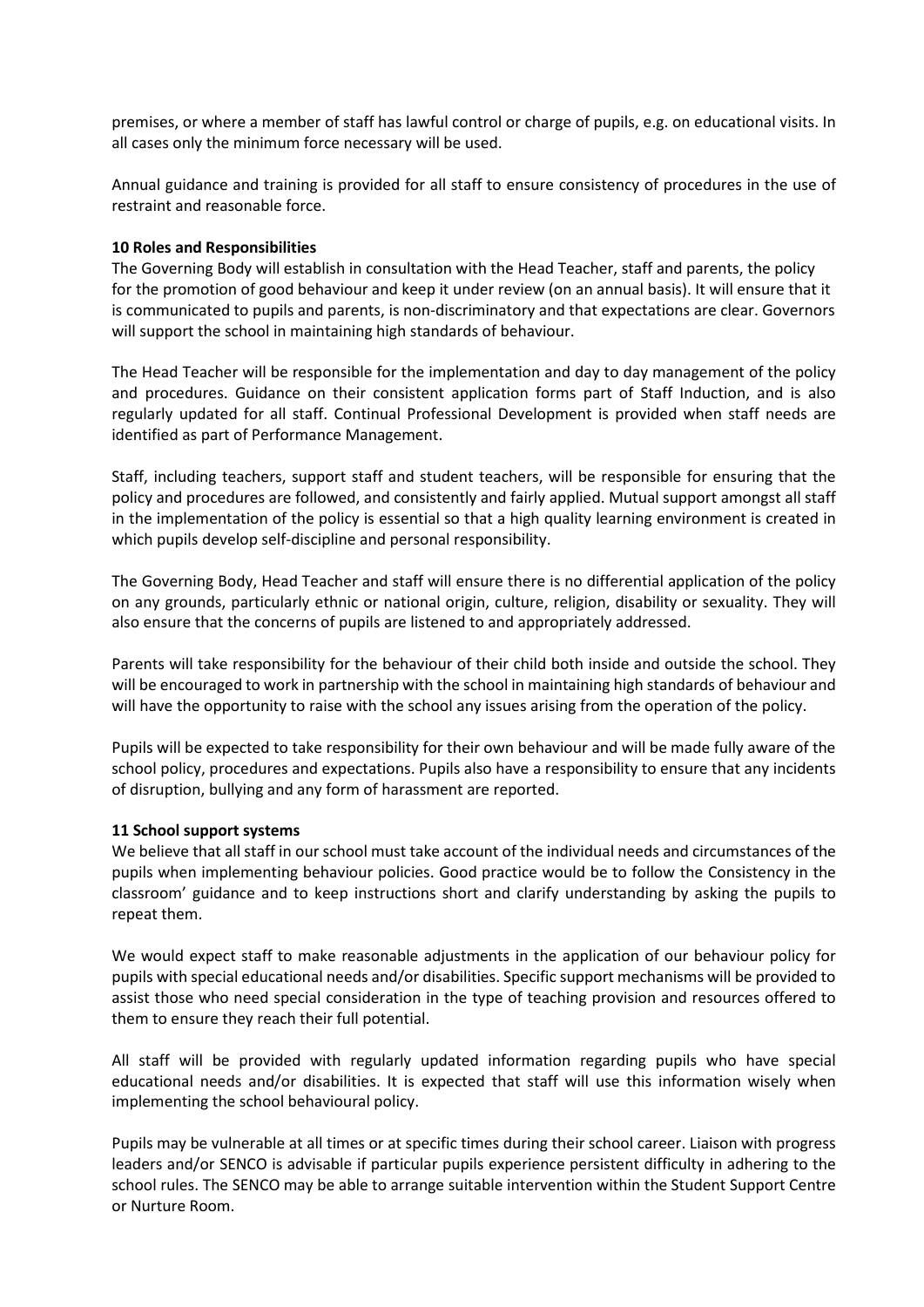premises, or where a member of staff has lawful control or charge of pupils, e.g. on educational visits. In all cases only the minimum force necessary will be used.

Annual guidance and training is provided for all staff to ensure consistency of procedures in the use of restraint and reasonable force.

**10 Roles and Responsibilities**

The Governing Body will establish in consultation with the Head Teacher, staff and parents, the policy for the promotion of good behaviour and keep it under review (on an annual basis). It will ensure that it is communicated to pupils and parents, is non-discriminatory and that expectations are clear. Governors will support the school in maintaining high standards of behaviour.

The Head Teacher will be responsible for the implementation and day to day management of the policy and procedures. Guidance on their consistent application forms part of Staff Induction, and is also regularly updated for all staff. Continual Professional Development is provided when staff needs are identified as part of Performance Management.

Staff, including teachers, support staff and student teachers, will be responsible for ensuring that the policy and procedures are followed, and consistently and fairly applied. Mutual support amongst all staff in the implementation of the policy is essential so that a high quality learning environment is created in which pupils develop self-discipline and personal responsibility.

The Governing Body, Head Teacher and staff will ensure there is no differential application of the policy on any grounds, particularly ethnic or national origin, culture, religion, disability or sexuality. They will also ensure that the concerns of pupils are listened to and appropriately addressed.

Parents will take responsibility for the behaviour of their child both inside and outside the school. They will be encouraged to work in partnership with the school in maintaining high standards of behaviour and will have the opportunity to raise with the school any issues arising from the operation of the policy.

Pupils will be expected to take responsibility for their own behaviour and will be made fully aware of the school policy, procedures and expectations. Pupils also have a responsibility to ensure that any incidents of disruption, bullying and any form of harassment are reported.

**11 School support systems**

We believe that all staff in our school must take account of the individual needs and circumstances of the pupils when implementing behaviour policies. Good practice would be to follow the Consistency in the classroom' guidance and to keep instructions short and clarify understanding by asking the pupils to repeat them.

We would expect staff to make reasonable adjustments in the application of our behaviour policy for pupils with special educational needs and/or disabilities. Specific support mechanisms will be provided to assist those who need special consideration in the type of teaching provision and resources offered to them to ensure they reach their full potential.

All staff will be provided with regularly updated information regarding pupils who have special educational needs and/or disabilities. It is expected that staff will use this information wisely when implementing the school behavioural policy.

Pupils may be vulnerable at all times or at specific times during their school career. Liaison with progress leaders and/or SENCO is advisable if particular pupils experience persistent difficulty in adhering to the school rules. The SENCO may be able to arrange suitable intervention within the Student Support Centre or Nurture Room.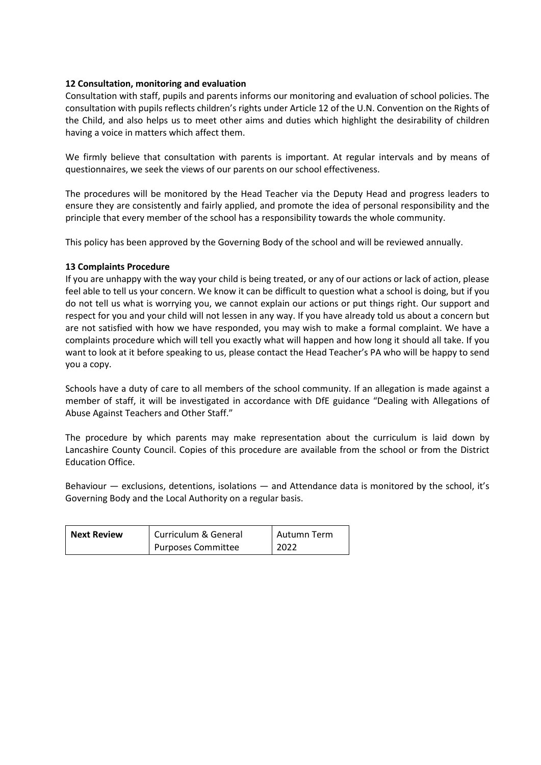**12 Consultation, monitoring and evaluation**

Consultation with staff, pupils and parents informs our monitoring and evaluation of school policies. The consultation with pupils reflects children's rights under Article 12 of the U.N. Convention on the Rights of the Child, and also helps us to meet other aims and duties which highlight the desirability of children having a voice in matters which affect them.

We firmly believe that consultation with parents is important. At regular intervals and by means of questionnaires, we seek the views of our parents on our school effectiveness.

The procedures will be monitored by the Head Teacher via the Deputy Head and progress leaders to ensure they are consistently and fairly applied, and promote the idea of personal responsibility and the principle that every member of the school has a responsibility towards the whole community.

This policy has been approved by the Governing Body of the school and will be reviewed annually.

**13 Complaints Procedure**

If you are unhappy with the way your child is being treated, or any of our actions or lack of action, please feel able to tell us your concern. We know it can be difficult to question what a school is doing, but if you do not tell us what is worrying you, we cannot explain our actions or put things right. Our support and respect for you and your child will not lessen in any way. If you have already told us about a concern but are not satisfied with how we have responded, you may wish to make a formal complaint. We have a complaints procedure which will tell you exactly what will happen and how long it should all take. If you want to look at it before speaking to us, please contact the Head Teacher's PA who will be happy to send you a copy.

Schools have a duty of care to all members of the school community. If an allegation is made against a member of staff, it will be investigated in accordance with DfE guidance "Dealing with Allegations of Abuse Against Teachers and Other Staff."

The procedure by which parents may make representation about the curriculum is laid down by Lancashire County Council. Copies of this procedure are available from the school or from the District Education Office.

Behaviour — exclusions, detentions, isolations — and Attendance data is monitored by the school, it's Governing Body and the Local Authority on a regular basis.

| | | |
|---|---|---|
| **Next Review** | Curriculum & General Purposes Committee | Autumn Term 2022 |